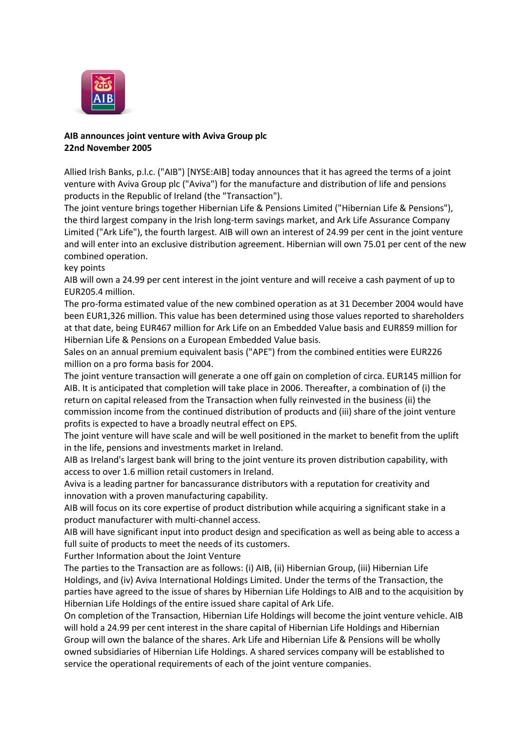**AIB announces joint venture with Aviva Group plc**
**22nd November 2005**

Allied Irish Banks, p.l.c. ("AIB") [NYSE:AIB] today announces that it has agreed the terms of a joint venture with Aviva Group plc ("Aviva") for the manufacture and distribution of life and pensions products in the Republic of Ireland (the "Transaction").

The joint venture brings together Hibernian Life & Pensions Limited ("Hibernian Life & Pensions"), the third largest company in the Irish long-term savings market, and Ark Life Assurance Company Limited ("Ark Life"), the fourth largest. AIB will own an interest of 24.99 per cent in the joint venture and will enter into an exclusive distribution agreement. Hibernian will own 75.01 per cent of the new combined operation.

key points

AIB will own a 24.99 per cent interest in the joint venture and will receive a cash payment of up to EUR205.4 million.

The pro-forma estimated value of the new combined operation as at 31 December 2004 would have been EUR1,326 million. This value has been determined using those values reported to shareholders at that date, being EUR467 million for Ark Life on an Embedded Value basis and EUR859 million for Hibernian Life & Pensions on a European Embedded Value basis.

Sales on an annual premium equivalent basis ("APE") from the combined entities were EUR226 million on a pro forma basis for 2004.

The joint venture transaction will generate a one off gain on completion of circa. EUR145 million for AIB. It is anticipated that completion will take place in 2006. Thereafter, a combination of (i) the return on capital released from the Transaction when fully reinvested in the business (ii) the commission income from the continued distribution of products and (iii) share of the joint venture profits is expected to have a broadly neutral effect on EPS.

The joint venture will have scale and will be well positioned in the market to benefit from the uplift in the life, pensions and investments market in Ireland.

AIB as Ireland's largest bank will bring to the joint venture its proven distribution capability, with access to over 1.6 million retail customers in Ireland.

Aviva is a leading partner for bancassurance distributors with a reputation for creativity and innovation with a proven manufacturing capability.

AIB will focus on its core expertise of product distribution while acquiring a significant stake in a product manufacturer with multi-channel access.

AIB will have significant input into product design and specification as well as being able to access a full suite of products to meet the needs of its customers.

Further Information about the Joint Venture

The parties to the Transaction are as follows: (i) AIB, (ii) Hibernian Group, (iii) Hibernian Life Holdings, and (iv) Aviva International Holdings Limited. Under the terms of the Transaction, the parties have agreed to the issue of shares by Hibernian Life Holdings to AIB and to the acquisition by Hibernian Life Holdings of the entire issued share capital of Ark Life.

On completion of the Transaction, Hibernian Life Holdings will become the joint venture vehicle. AIB will hold a 24.99 per cent interest in the share capital of Hibernian Life Holdings and Hibernian Group will own the balance of the shares. Ark Life and Hibernian Life & Pensions will be wholly owned subsidiaries of Hibernian Life Holdings. A shared services company will be established to service the operational requirements of each of the joint venture companies.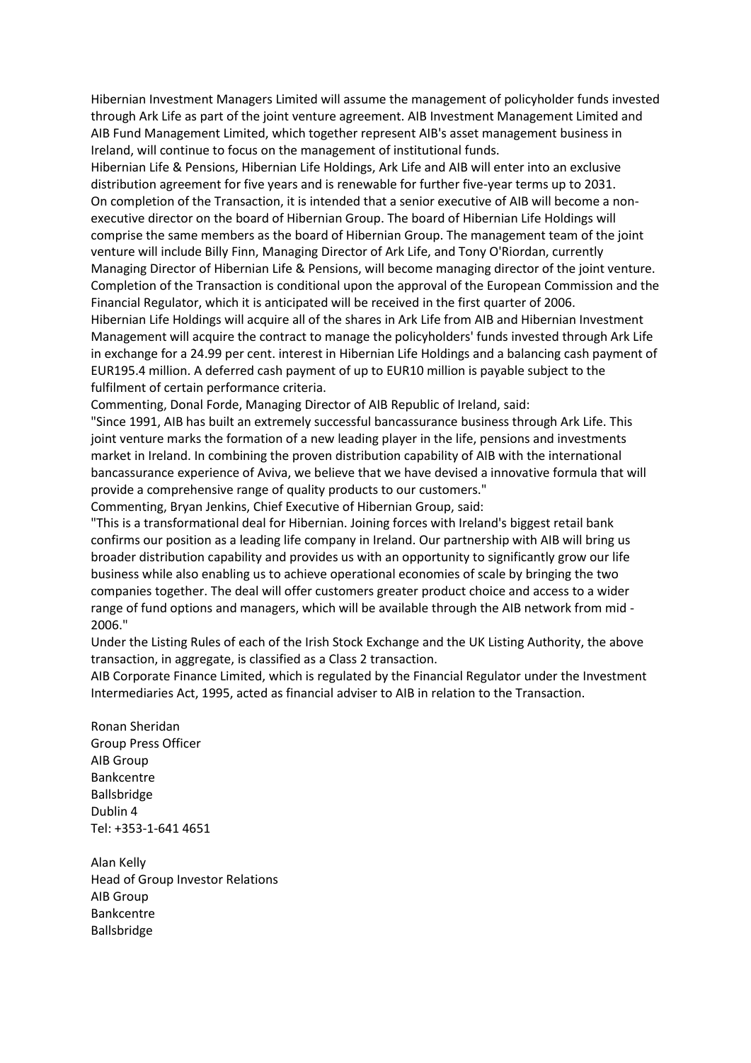Hibernian Investment Managers Limited will assume the management of policyholder funds invested through Ark Life as part of the joint venture agreement. AIB Investment Management Limited and AIB Fund Management Limited, which together represent AIB's asset management business in Ireland, will continue to focus on the management of institutional funds.

Hibernian Life & Pensions, Hibernian Life Holdings, Ark Life and AIB will enter into an exclusive distribution agreement for five years and is renewable for further five-year terms up to 2031.

On completion of the Transaction, it is intended that a senior executive of AIB will become a non-executive director on the board of Hibernian Group. The board of Hibernian Life Holdings will comprise the same members as the board of Hibernian Group. The management team of the joint venture will include Billy Finn, Managing Director of Ark Life, and Tony O'Riordan, currently Managing Director of Hibernian Life & Pensions, will become managing director of the joint venture.

Completion of the Transaction is conditional upon the approval of the European Commission and the Financial Regulator, which it is anticipated will be received in the first quarter of 2006.

Hibernian Life Holdings will acquire all of the shares in Ark Life from AIB and Hibernian Investment Management will acquire the contract to manage the policyholders' funds invested through Ark Life in exchange for a 24.99 per cent. interest in Hibernian Life Holdings and a balancing cash payment of EUR195.4 million. A deferred cash payment of up to EUR10 million is payable subject to the fulfilment of certain performance criteria.

Commenting, Donal Forde, Managing Director of AIB Republic of Ireland, said:

"Since 1991, AIB has built an extremely successful bancassurance business through Ark Life. This joint venture marks the formation of a new leading player in the life, pensions and investments market in Ireland. In combining the proven distribution capability of AIB with the international bancassurance experience of Aviva, we believe that we have devised a innovative formula that will provide a comprehensive range of quality products to our customers."

Commenting, Bryan Jenkins, Chief Executive of Hibernian Group, said:

"This is a transformational deal for Hibernian. Joining forces with Ireland's biggest retail bank confirms our position as a leading life company in Ireland. Our partnership with AIB will bring us broader distribution capability and provides us with an opportunity to significantly grow our life business while also enabling us to achieve operational economies of scale by bringing the two companies together. The deal will offer customers greater product choice and access to a wider range of fund options and managers, which will be available through the AIB network from mid - 2006."

Under the Listing Rules of each of the Irish Stock Exchange and the UK Listing Authority, the above transaction, in aggregate, is classified as a Class 2 transaction.

AIB Corporate Finance Limited, which is regulated by the Financial Regulator under the Investment Intermediaries Act, 1995, acted as financial adviser to AIB in relation to the Transaction.

Ronan Sheridan
Group Press Officer
AIB Group
Bankcentre
Ballsbridge
Dublin 4
Tel: +353-1-641 4651

Alan Kelly
Head of Group Investor Relations
AIB Group
Bankcentre
Ballsbridge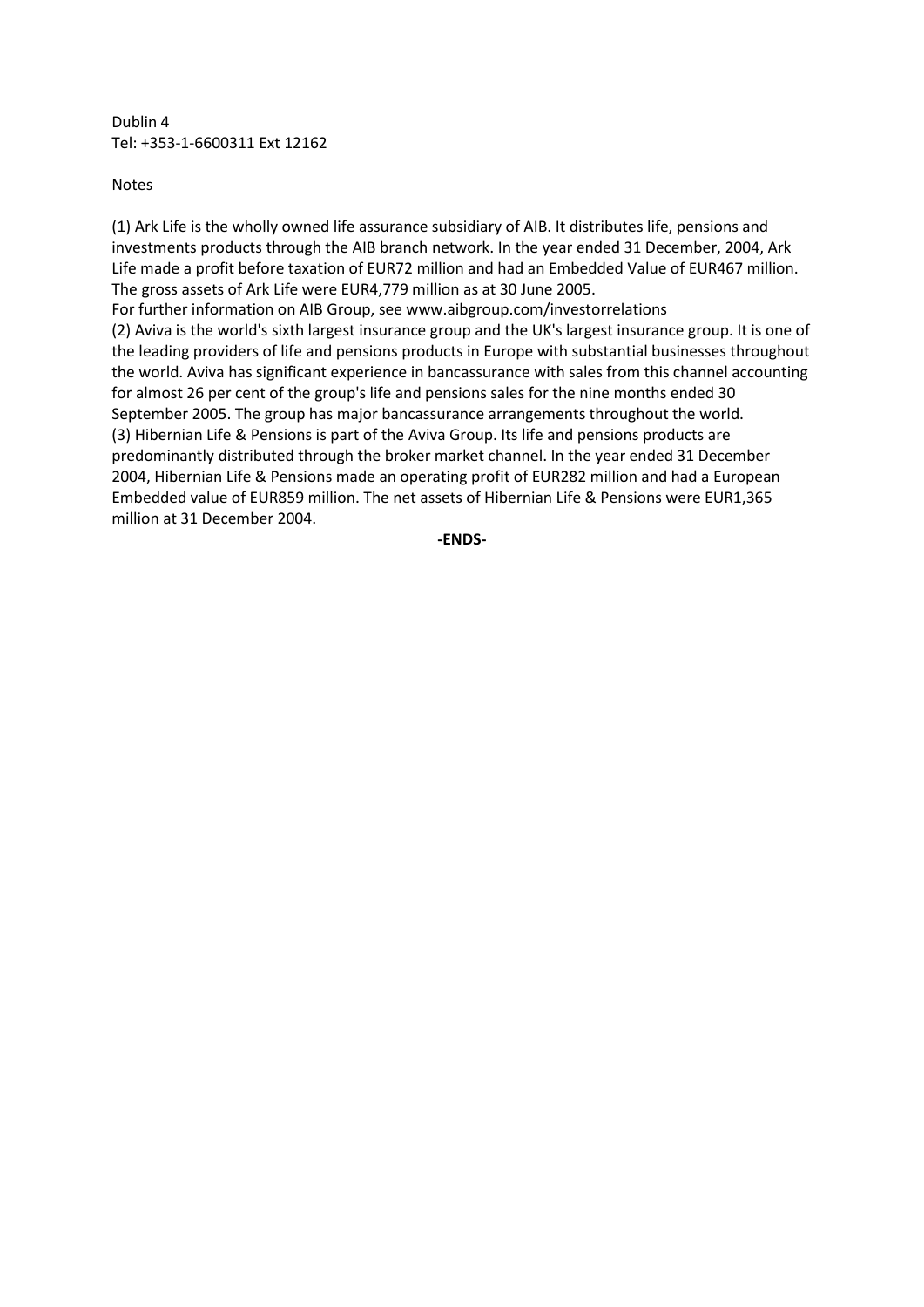Dublin 4
Tel: +353-1-6600311 Ext 12162

Notes

(1) Ark Life is the wholly owned life assurance subsidiary of AIB. It distributes life, pensions and investments products through the AIB branch network. In the year ended 31 December, 2004, Ark Life made a profit before taxation of EUR72 million and had an Embedded Value of EUR467 million. The gross assets of Ark Life were EUR4,779 million as at 30 June 2005.
For further information on AIB Group, see www.aibgroup.com/investorrelations
(2) Aviva is the world's sixth largest insurance group and the UK's largest insurance group. It is one of the leading providers of life and pensions products in Europe with substantial businesses throughout the world. Aviva has significant experience in bancassurance with sales from this channel accounting for almost 26 per cent of the group's life and pensions sales for the nine months ended 30 September 2005. The group has major bancassurance arrangements throughout the world.
(3) Hibernian Life & Pensions is part of the Aviva Group. Its life and pensions products are predominantly distributed through the broker market channel. In the year ended 31 December 2004, Hibernian Life & Pensions made an operating profit of EUR282 million and had a European Embedded value of EUR859 million. The net assets of Hibernian Life & Pensions were EUR1,365 million at 31 December 2004.

**-ENDS-**